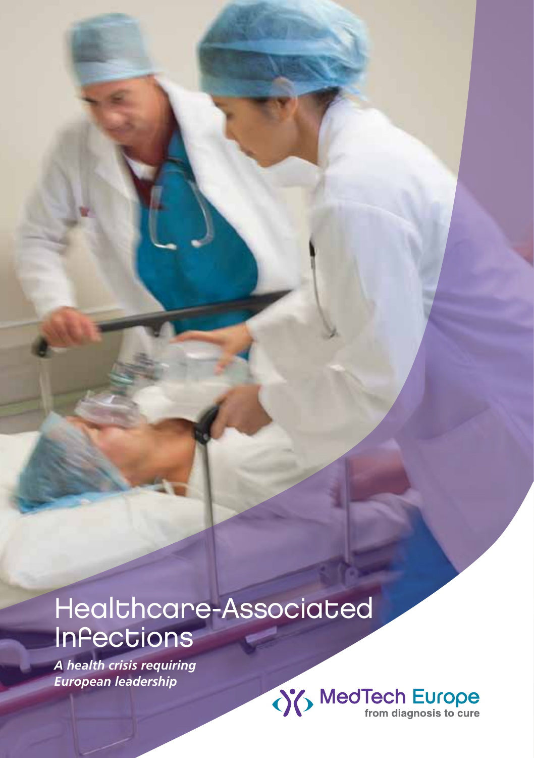# Healthcare-Associated Infections

***A health crisis requiring European leadership***

MedTech Europe
from diagnosis to cure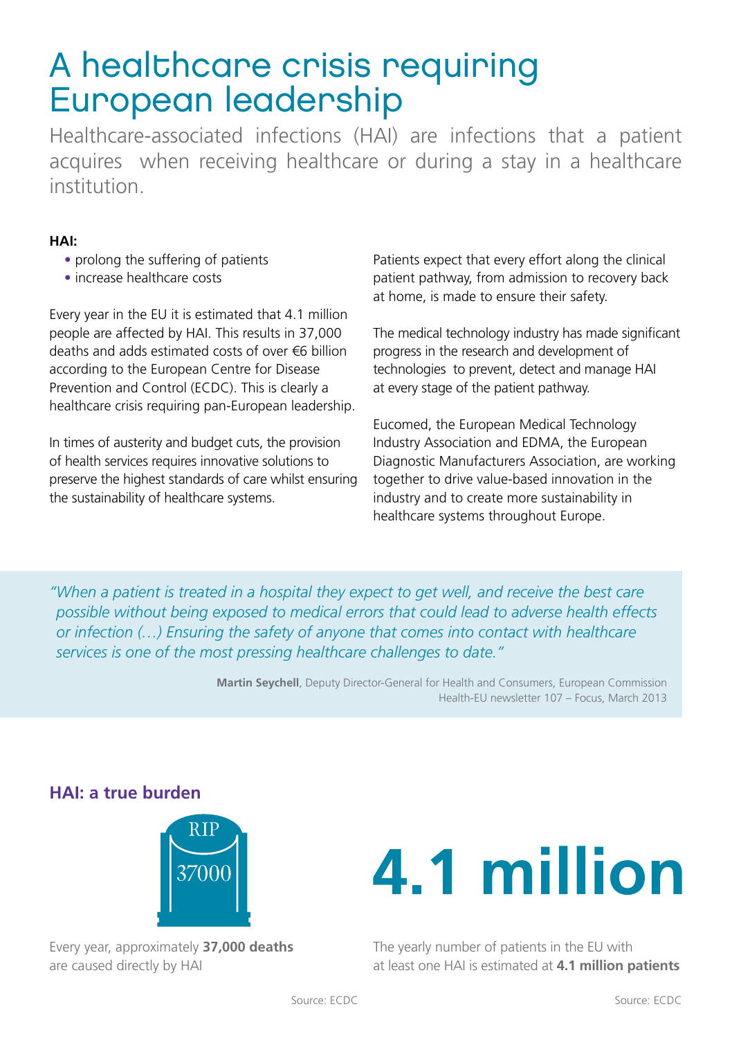# A healthcare crisis requiring European leadership

Healthcare-associated infections (HAI) are infections that a patient acquires when receiving healthcare or during a stay in a healthcare institution.

**HAI:**

- prolong the suffering of patients
- increase healthcare costs

Every year in the EU it is estimated that 4.1 million people are affected by HAI. This results in 37,000 deaths and adds estimated costs of over €6 billion according to the European Centre for Disease Prevention and Control (ECDC). This is clearly a healthcare crisis requiring pan-European leadership.

In times of austerity and budget cuts, the provision of health services requires innovative solutions to preserve the highest standards of care whilst ensuring the sustainability of healthcare systems.

Patients expect that every effort along the clinical patient pathway, from admission to recovery back at home, is made to ensure their safety.

The medical technology industry has made significant progress in the research and development of technologies to prevent, detect and manage HAI at every stage of the patient pathway.

Eucomed, the European Medical Technology Industry Association and EDMA, the European Diagnostic Manufacturers Association, are working together to drive value-based innovation in the industry and to create more sustainability in healthcare systems throughout Europe.

> *"When a patient is treated in a hospital they expect to get well, and receive the best care possible without being exposed to medical errors that could lead to adverse health effects or infection (…) Ensuring the safety of anyone that comes into contact with healthcare services is one of the most pressing healthcare challenges to date."*
>
> **Martin Seychell**, Deputy Director-General for Health and Consumers, European Commission
> Health-EU newsletter 107 – Focus, March 2013

## HAI: a true burden

RIP 37000

Every year, approximately **37,000 deaths** are caused directly by HAI

Source: ECDC

**4.1 million**

The yearly number of patients in the EU with at least one HAI is estimated at **4.1 million patients**

Source: ECDC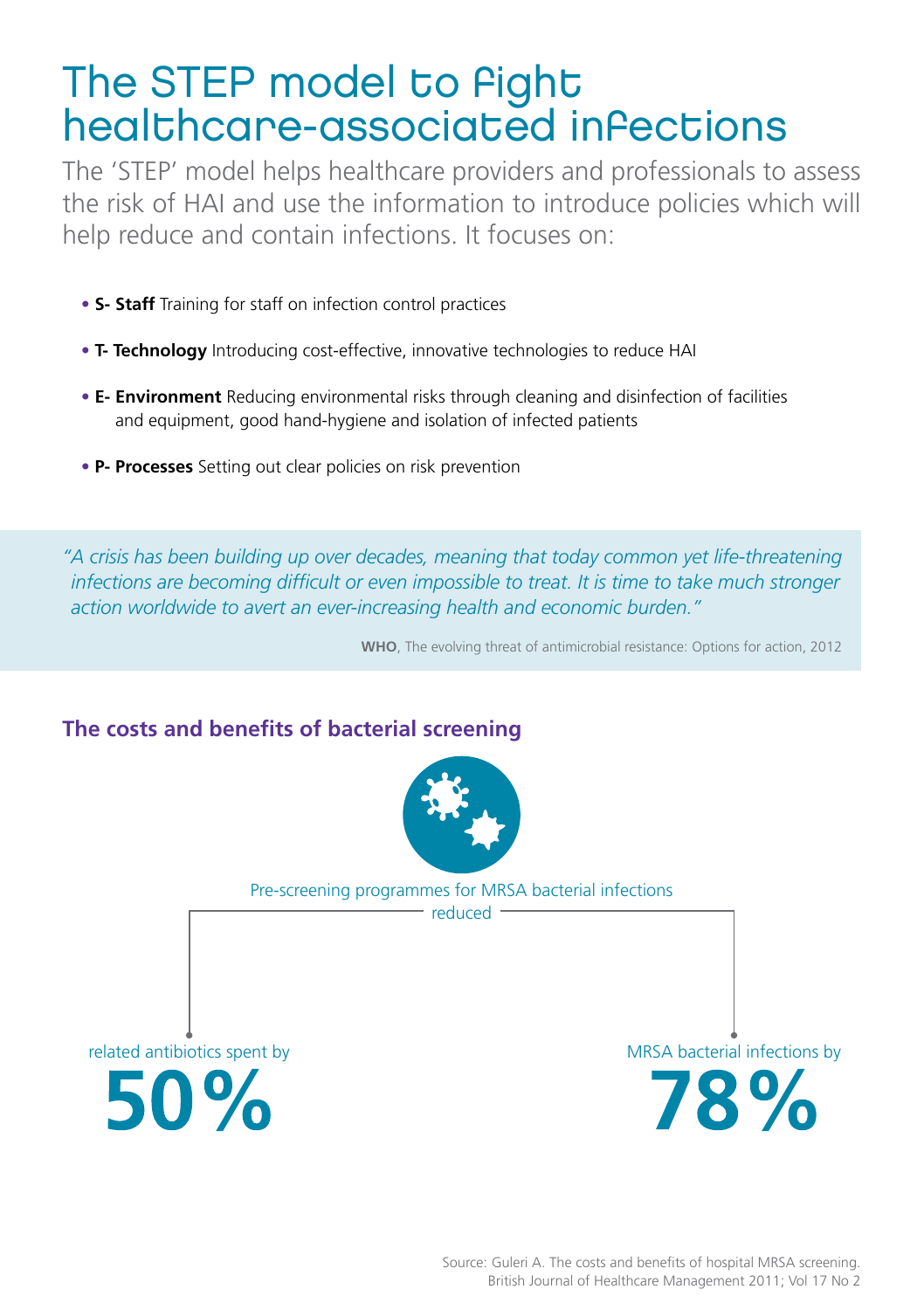# The STEP model to fight healthcare-associated infections

The 'STEP' model helps healthcare providers and professionals to assess the risk of HAI and use the information to introduce policies which will help reduce and contain infections. It focuses on:

- **S- Staff** Training for staff on infection control practices
- **T- Technology** Introducing cost-effective, innovative technologies to reduce HAI
- **E- Environment** Reducing environmental risks through cleaning and disinfection of facilities and equipment, good hand-hygiene and isolation of infected patients
- **P- Processes** Setting out clear policies on risk prevention

> *"A crisis has been building up over decades, meaning that today common yet life-threatening infections are becoming difficult or even impossible to treat. It is time to take much stronger action worldwide to avert an ever-increasing health and economic burden."*
>
> **WHO**, The evolving threat of antimicrobial resistance: Options for action, 2012

## The costs and benefits of bacterial screening

Pre-screening programmes for MRSA bacterial infections reduced

related antibiotics spent by **50%**

MRSA bacterial infections by **78%**

Source: Guleri A. The costs and benefits of hospital MRSA screening. British Journal of Healthcare Management 2011; Vol 17 No 2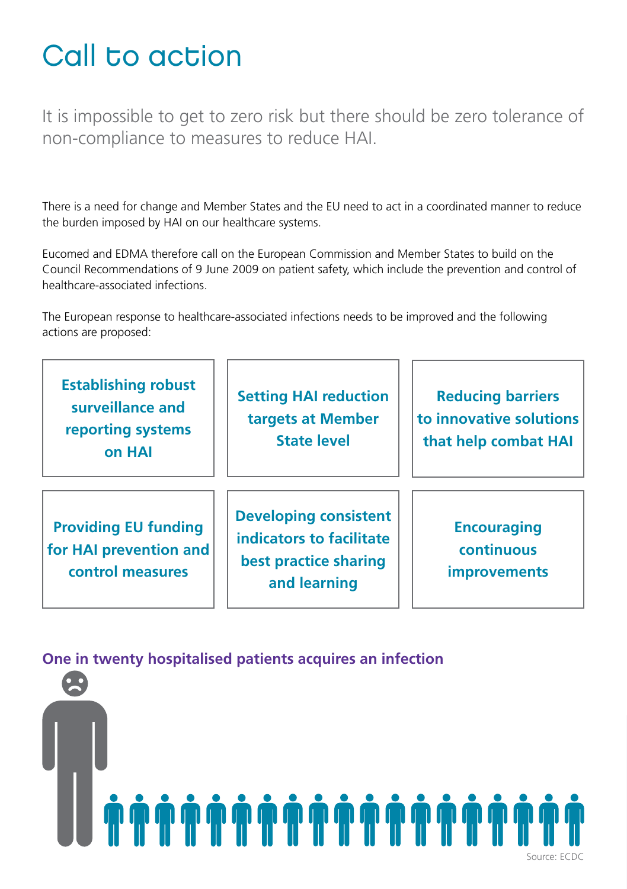# Call to action

It is impossible to get to zero risk but there should be zero tolerance of non-compliance to measures to reduce HAI.

There is a need for change and Member States and the EU need to act in a coordinated manner to reduce the burden imposed by HAI on our healthcare systems.

Eucomed and EDMA therefore call on the European Commission and Member States to build on the Council Recommendations of 9 June 2009 on patient safety, which include the prevention and control of healthcare-associated infections.

The European response to healthcare-associated infections needs to be improved and the following actions are proposed:

- **Establishing robust surveillance and reporting systems on HAI**
- **Setting HAI reduction targets at Member State level**
- **Reducing barriers to innovative solutions that help combat HAI**
- **Providing EU funding for HAI prevention and control measures**
- **Developing consistent indicators to facilitate best practice sharing and learning**
- **Encouraging continuous improvements**

**One in twenty hospitalised patients acquires an infection**

Source: ECDC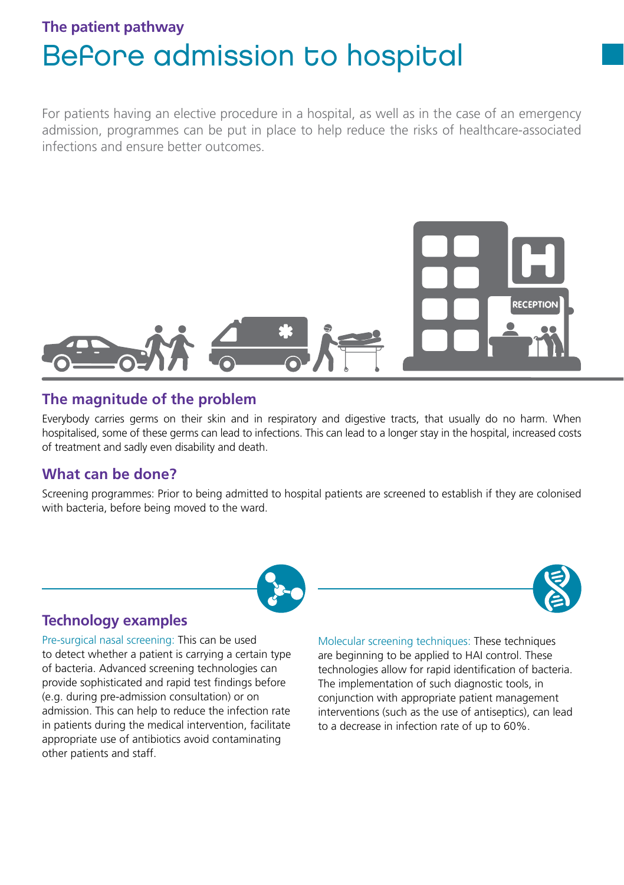## The patient pathway

# Before admission to hospital

For patients having an elective procedure in a hospital, as well as in the case of an emergency admission, programmes can be put in place to help reduce the risks of healthcare-associated infections and ensure better outcomes.

## The magnitude of the problem

Everybody carries germs on their skin and in respiratory and digestive tracts, that usually do no harm. When hospitalised, some of these germs can lead to infections. This can lead to a longer stay in the hospital, increased costs of treatment and sadly even disability and death.

## What can be done?

Screening programmes: Prior to being admitted to hospital patients are screened to establish if they are colonised with bacteria, before being moved to the ward.

## Technology examples

Pre-surgical nasal screening: This can be used to detect whether a patient is carrying a certain type of bacteria. Advanced screening technologies can provide sophisticated and rapid test findings before (e.g. during pre-admission consultation) or on admission. This can help to reduce the infection rate in patients during the medical intervention, facilitate appropriate use of antibiotics avoid contaminating other patients and staff.

Molecular screening techniques: These techniques are beginning to be applied to HAI control. These technologies allow for rapid identification of bacteria. The implementation of such diagnostic tools, in conjunction with appropriate patient management interventions (such as the use of antiseptics), can lead to a decrease in infection rate of up to 60%.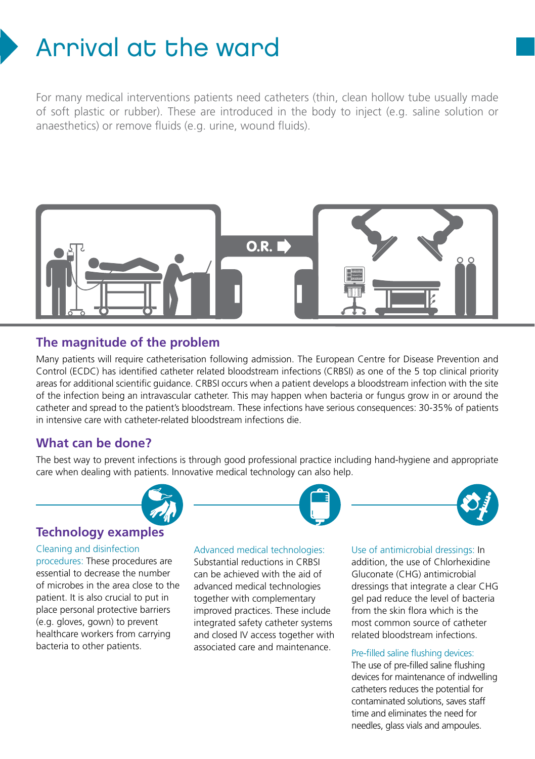# Arrival at the ward

For many medical interventions patients need catheters (thin, clean hollow tube usually made of soft plastic or rubber). These are introduced in the body to inject (e.g. saline solution or anaesthetics) or remove fluids (e.g. urine, wound fluids).

O.R.

## The magnitude of the problem

Many patients will require catheterisation following admission. The European Centre for Disease Prevention and Control (ECDC) has identified catheter related bloodstream infections (CRBSI) as one of the 5 top clinical priority areas for additional scientific guidance. CRBSI occurs when a patient develops a bloodstream infection with the site of the infection being an intravascular catheter. This may happen when bacteria or fungus grow in or around the catheter and spread to the patient's bloodstream. These infections have serious consequences: 30-35% of patients in intensive care with catheter-related bloodstream infections die.

## What can be done?

The best way to prevent infections is through good professional practice including hand-hygiene and appropriate care when dealing with patients. Innovative medical technology can also help.

## Technology examples

Cleaning and disinfection procedures: These procedures are essential to decrease the number of microbes in the area close to the patient. It is also crucial to put in place personal protective barriers (e.g. gloves, gown) to prevent healthcare workers from carrying bacteria to other patients.

Advanced medical technologies: Substantial reductions in CRBSI can be achieved with the aid of advanced medical technologies together with complementary improved practices. These include integrated safety catheter systems and closed IV access together with associated care and maintenance.

Use of antimicrobial dressings: In addition, the use of Chlorhexidine Gluconate (CHG) antimicrobial dressings that integrate a clear CHG gel pad reduce the level of bacteria from the skin flora which is the most common source of catheter related bloodstream infections.

Pre-filled saline flushing devices: The use of pre-filled saline flushing devices for maintenance of indwelling catheters reduces the potential for contaminated solutions, saves staff time and eliminates the need for needles, glass vials and ampoules.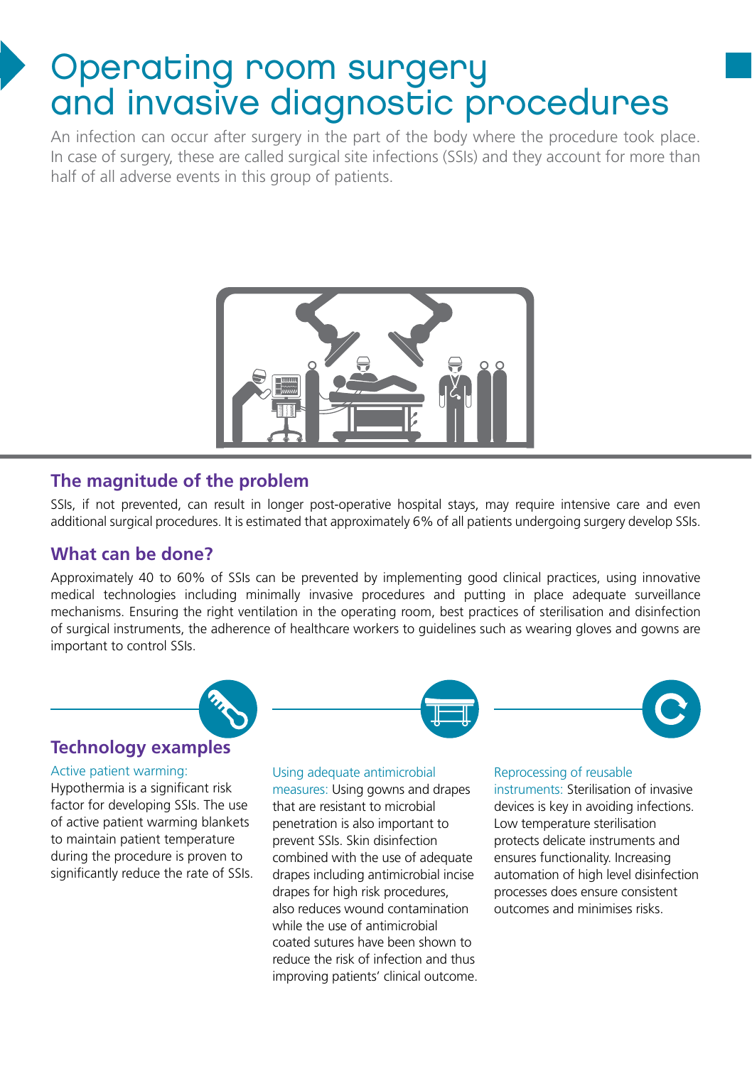# Operating room surgery and invasive diagnostic procedures

An infection can occur after surgery in the part of the body where the procedure took place. In case of surgery, these are called surgical site infections (SSIs) and they account for more than half of all adverse events in this group of patients.

## The magnitude of the problem

SSIs, if not prevented, can result in longer post-operative hospital stays, may require intensive care and even additional surgical procedures. It is estimated that approximately 6% of all patients undergoing surgery develop SSIs.

## What can be done?

Approximately 40 to 60% of SSIs can be prevented by implementing good clinical practices, using innovative medical technologies including minimally invasive procedures and putting in place adequate surveillance mechanisms. Ensuring the right ventilation in the operating room, best practices of sterilisation and disinfection of surgical instruments, the adherence of healthcare workers to guidelines such as wearing gloves and gowns are important to control SSIs.

## Technology examples

Active patient warming: Hypothermia is a significant risk factor for developing SSIs. The use of active patient warming blankets to maintain patient temperature during the procedure is proven to significantly reduce the rate of SSIs.

Using adequate antimicrobial measures: Using gowns and drapes that are resistant to microbial penetration is also important to prevent SSIs. Skin disinfection combined with the use of adequate drapes including antimicrobial incise drapes for high risk procedures, also reduces wound contamination while the use of antimicrobial coated sutures have been shown to reduce the risk of infection and thus improving patients' clinical outcome.

Reprocessing of reusable instruments: Sterilisation of invasive devices is key in avoiding infections. Low temperature sterilisation protects delicate instruments and ensures functionality. Increasing automation of high level disinfection processes does ensure consistent outcomes and minimises risks.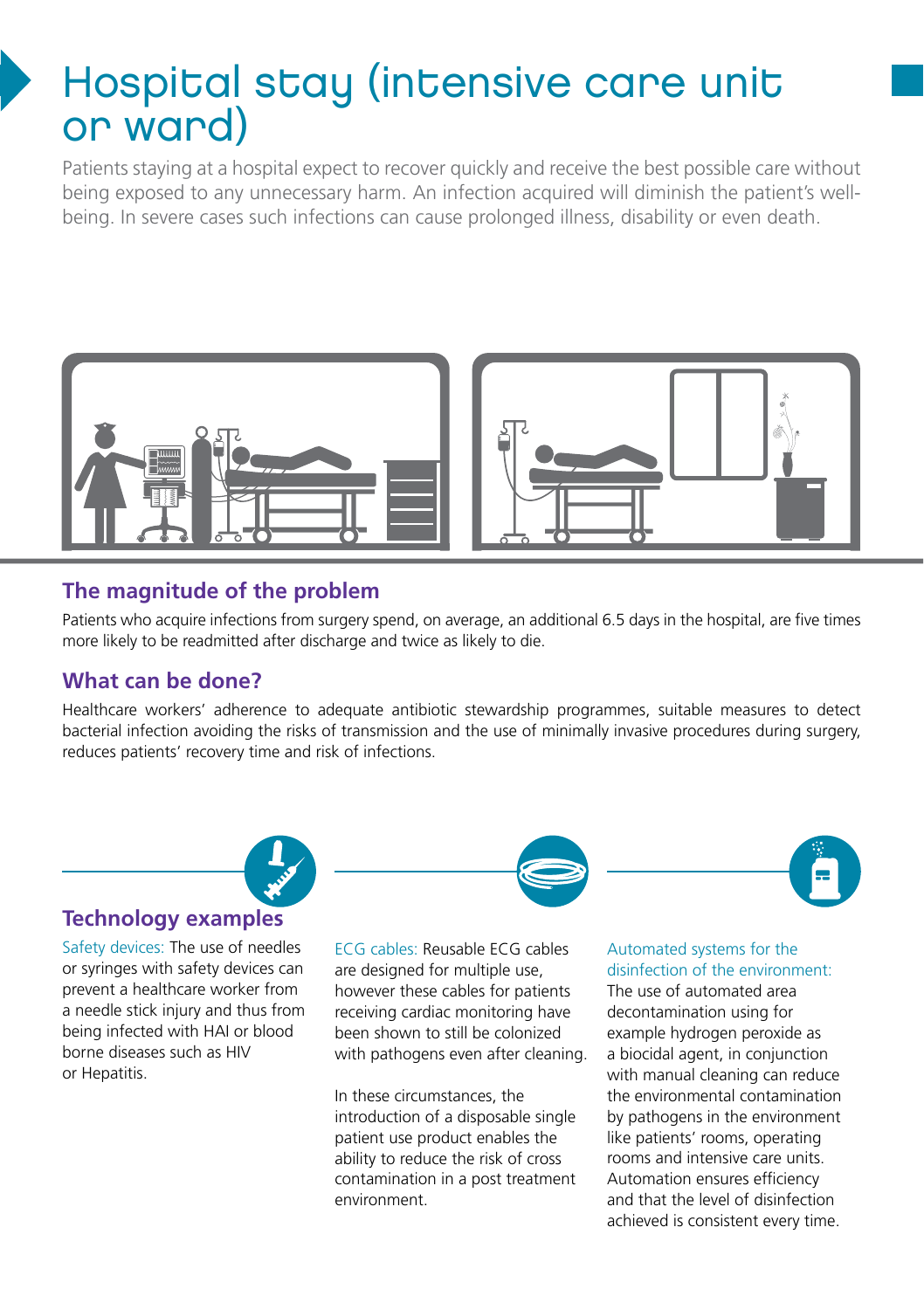# Hospital stay (intensive care unit or ward)

Patients staying at a hospital expect to recover quickly and receive the best possible care without being exposed to any unnecessary harm. An infection acquired will diminish the patient's well-being. In severe cases such infections can cause prolonged illness, disability or even death.

## The magnitude of the problem

Patients who acquire infections from surgery spend, on average, an additional 6.5 days in the hospital, are five times more likely to be readmitted after discharge and twice as likely to die.

## What can be done?

Healthcare workers' adherence to adequate antibiotic stewardship programmes, suitable measures to detect bacterial infection avoiding the risks of transmission and the use of minimally invasive procedures during surgery, reduces patients' recovery time and risk of infections.

## Technology examples

Safety devices: The use of needles or syringes with safety devices can prevent a healthcare worker from a needle stick injury and thus from being infected with HAI or blood borne diseases such as HIV or Hepatitis.

ECG cables: Reusable ECG cables are designed for multiple use, however these cables for patients receiving cardiac monitoring have been shown to still be colonized with pathogens even after cleaning.

In these circumstances, the introduction of a disposable single patient use product enables the ability to reduce the risk of cross contamination in a post treatment environment.

Automated systems for the disinfection of the environment: The use of automated area decontamination using for example hydrogen peroxide as a biocidal agent, in conjunction with manual cleaning can reduce the environmental contamination by pathogens in the environment like patients' rooms, operating rooms and intensive care units. Automation ensures efficiency and that the level of disinfection achieved is consistent every time.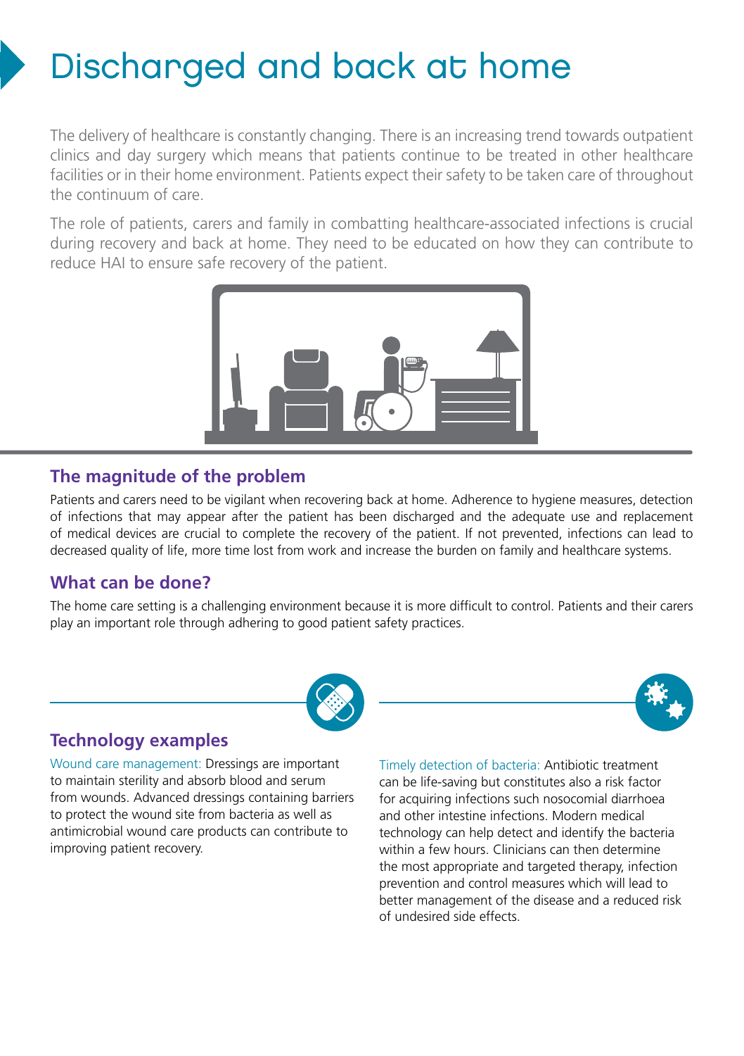# Discharged and back at home

The delivery of healthcare is constantly changing. There is an increasing trend towards outpatient clinics and day surgery which means that patients continue to be treated in other healthcare facilities or in their home environment. Patients expect their safety to be taken care of throughout the continuum of care.

The role of patients, carers and family in combatting healthcare-associated infections is crucial during recovery and back at home. They need to be educated on how they can contribute to reduce HAI to ensure safe recovery of the patient.

## The magnitude of the problem

Patients and carers need to be vigilant when recovering back at home. Adherence to hygiene measures, detection of infections that may appear after the patient has been discharged and the adequate use and replacement of medical devices are crucial to complete the recovery of the patient. If not prevented, infections can lead to decreased quality of life, more time lost from work and increase the burden on family and healthcare systems.

## What can be done?

The home care setting is a challenging environment because it is more difficult to control. Patients and their carers play an important role through adhering to good patient safety practices.

## Technology examples

Wound care management: Dressings are important to maintain sterility and absorb blood and serum from wounds. Advanced dressings containing barriers to protect the wound site from bacteria as well as antimicrobial wound care products can contribute to improving patient recovery.

Timely detection of bacteria: Antibiotic treatment can be life-saving but constitutes also a risk factor for acquiring infections such nosocomial diarrhoea and other intestine infections. Modern medical technology can help detect and identify the bacteria within a few hours. Clinicians can then determine the most appropriate and targeted therapy, infection prevention and control measures which will lead to better management of the disease and a reduced risk of undesired side effects.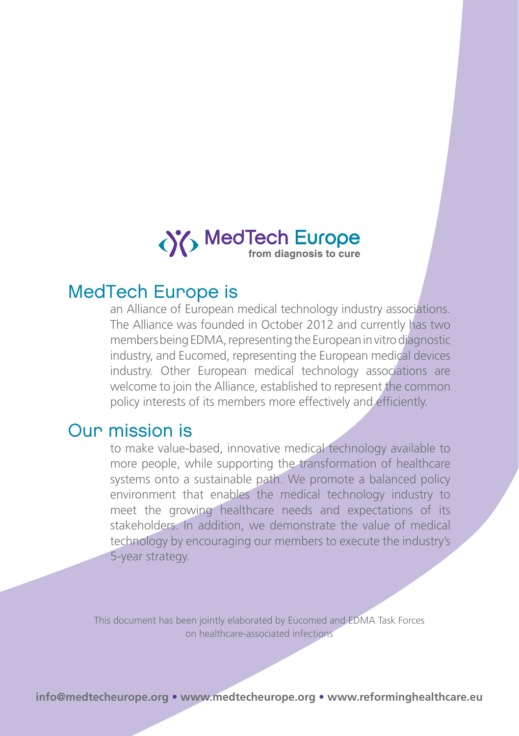MedTech Europe
from diagnosis to cure

## MedTech Europe is

an Alliance of European medical technology industry associations. The Alliance was founded in October 2012 and currently has two members being EDMA, representing the European in vitro diagnostic industry, and Eucomed, representing the European medical devices industry. Other European medical technology associations are welcome to join the Alliance, established to represent the common policy interests of its members more effectively and efficiently.

## Our mission is

to make value-based, innovative medical technology available to more people, while supporting the transformation of healthcare systems onto a sustainable path. We promote a balanced policy environment that enables the medical technology industry to meet the growing healthcare needs and expectations of its stakeholders. In addition, we demonstrate the value of medical technology by encouraging our members to execute the industry's 5-year strategy.

This document has been jointly elaborated by Eucomed and EDMA Task Forces on healthcare-associated infections

**info@medtecheurope.org • www.medtecheurope.org • www.reforminghealthcare.eu**